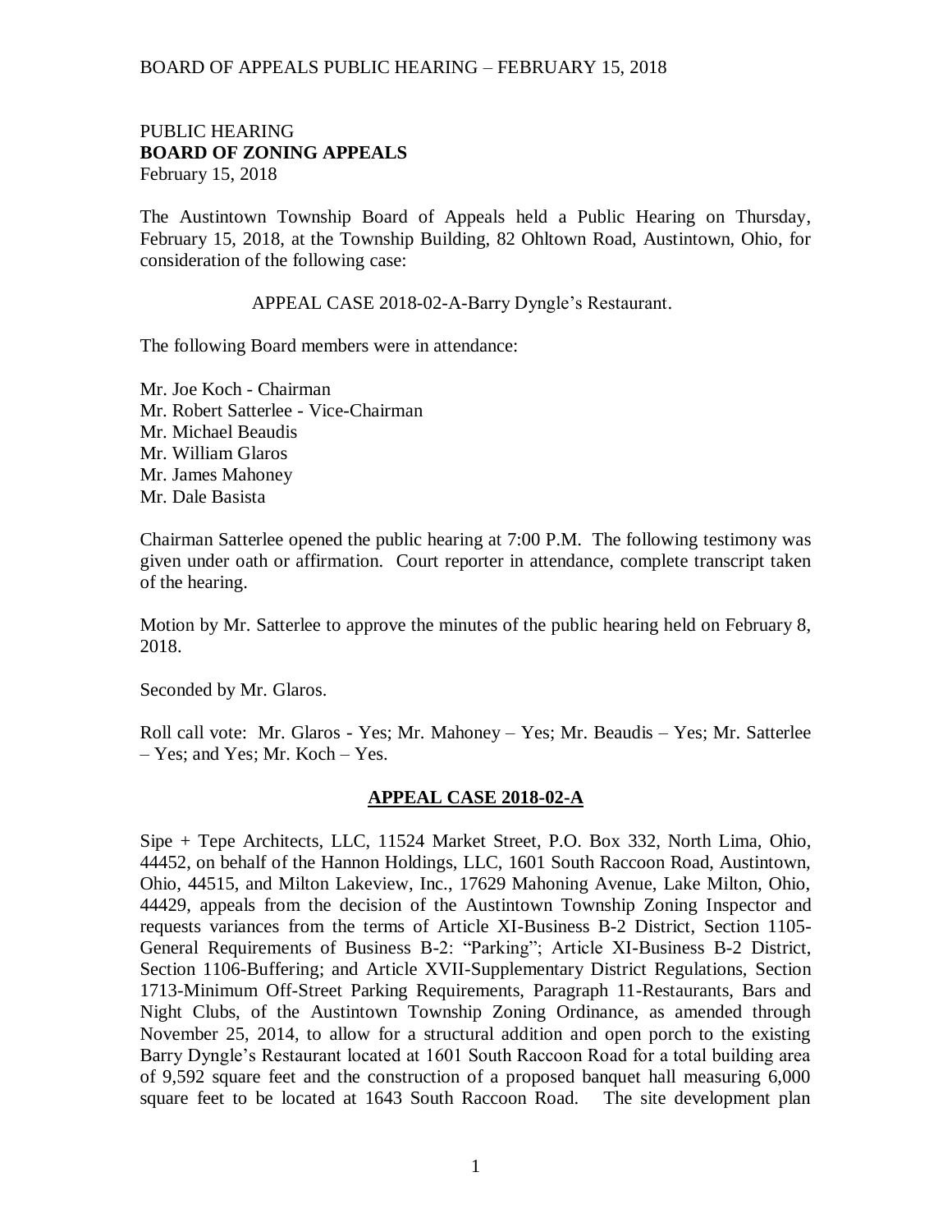PUBLIC HEARING
**BOARD OF ZONING APPEALS**
February 15, 2018

The Austintown Township Board of Appeals held a Public Hearing on Thursday, February 15, 2018, at the Township Building, 82 Ohltown Road, Austintown, Ohio, for consideration of the following case:

APPEAL CASE 2018-02-A-Barry Dyngle's Restaurant.

The following Board members were in attendance:

Mr. Joe Koch - Chairman
Mr. Robert Satterlee - Vice-Chairman
Mr. Michael Beaudis
Mr. William Glaros
Mr. James Mahoney
Mr. Dale Basista

Chairman Satterlee opened the public hearing at 7:00 P.M. The following testimony was given under oath or affirmation. Court reporter in attendance, complete transcript taken of the hearing.

Motion by Mr. Satterlee to approve the minutes of the public hearing held on February 8, 2018.

Seconded by Mr. Glaros.

Roll call vote: Mr. Glaros - Yes; Mr. Mahoney – Yes; Mr. Beaudis – Yes; Mr. Satterlee – Yes; and Yes; Mr. Koch – Yes.

## APPEAL CASE 2018-02-A

Sipe + Tepe Architects, LLC, 11524 Market Street, P.O. Box 332, North Lima, Ohio, 44452, on behalf of the Hannon Holdings, LLC, 1601 South Raccoon Road, Austintown, Ohio, 44515, and Milton Lakeview, Inc., 17629 Mahoning Avenue, Lake Milton, Ohio, 44429, appeals from the decision of the Austintown Township Zoning Inspector and requests variances from the terms of Article XI-Business B-2 District, Section 1105-General Requirements of Business B-2: "Parking"; Article XI-Business B-2 District, Section 1106-Buffering; and Article XVII-Supplementary District Regulations, Section 1713-Minimum Off-Street Parking Requirements, Paragraph 11-Restaurants, Bars and Night Clubs, of the Austintown Township Zoning Ordinance, as amended through November 25, 2014, to allow for a structural addition and open porch to the existing Barry Dyngle's Restaurant located at 1601 South Raccoon Road for a total building area of 9,592 square feet and the construction of a proposed banquet hall measuring 6,000 square feet to be located at 1643 South Raccoon Road. The site development plan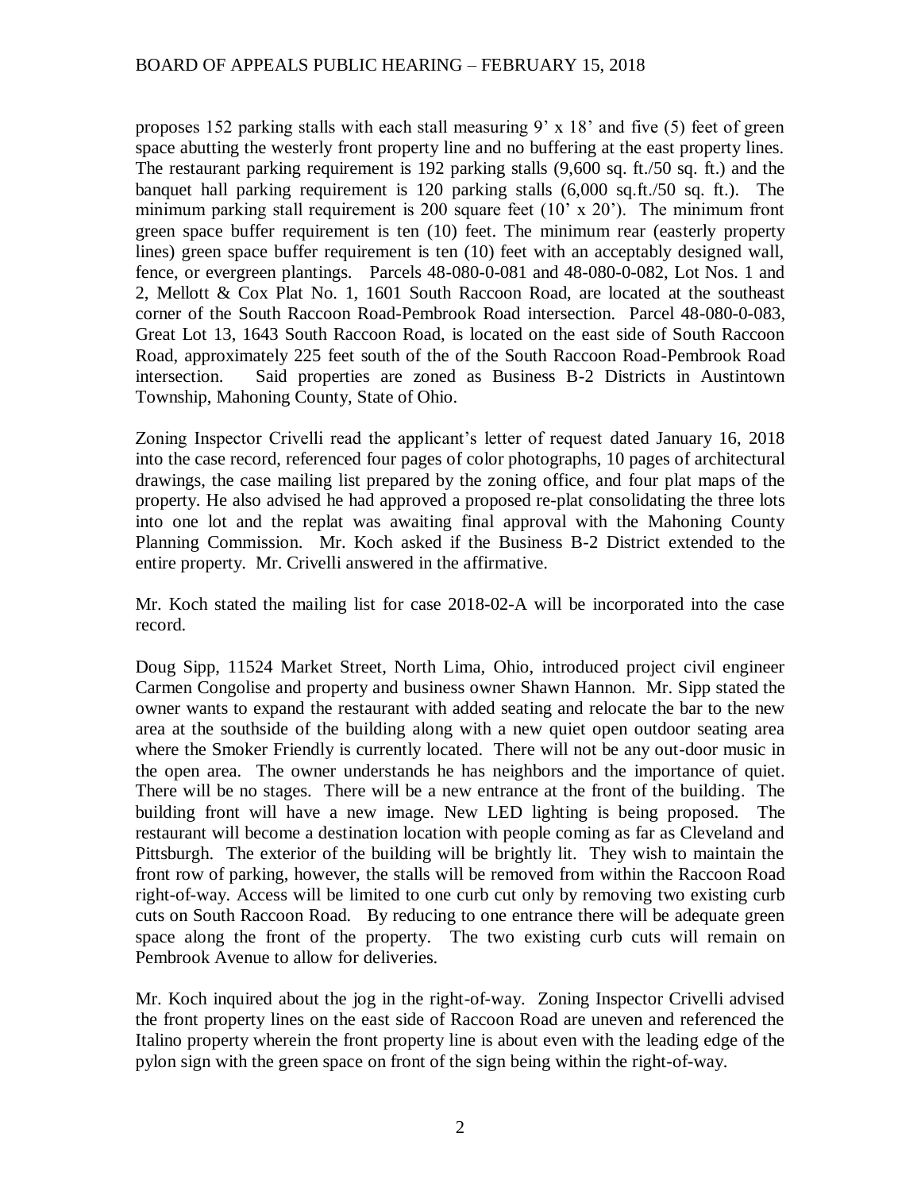proposes 152 parking stalls with each stall measuring 9' x 18' and five (5) feet of green space abutting the westerly front property line and no buffering at the east property lines. The restaurant parking requirement is 192 parking stalls (9,600 sq. ft./50 sq. ft.) and the banquet hall parking requirement is 120 parking stalls (6,000 sq.ft./50 sq. ft.). The minimum parking stall requirement is 200 square feet (10' x 20'). The minimum front green space buffer requirement is ten (10) feet. The minimum rear (easterly property lines) green space buffer requirement is ten (10) feet with an acceptably designed wall, fence, or evergreen plantings. Parcels 48-080-0-081 and 48-080-0-082, Lot Nos. 1 and 2, Mellott & Cox Plat No. 1, 1601 South Raccoon Road, are located at the southeast corner of the South Raccoon Road-Pembrook Road intersection. Parcel 48-080-0-083, Great Lot 13, 1643 South Raccoon Road, is located on the east side of South Raccoon Road, approximately 225 feet south of the of the South Raccoon Road-Pembrook Road intersection. Said properties are zoned as Business B-2 Districts in Austintown Township, Mahoning County, State of Ohio.

Zoning Inspector Crivelli read the applicant's letter of request dated January 16, 2018 into the case record, referenced four pages of color photographs, 10 pages of architectural drawings, the case mailing list prepared by the zoning office, and four plat maps of the property. He also advised he had approved a proposed re-plat consolidating the three lots into one lot and the replat was awaiting final approval with the Mahoning County Planning Commission. Mr. Koch asked if the Business B-2 District extended to the entire property. Mr. Crivelli answered in the affirmative.

Mr. Koch stated the mailing list for case 2018-02-A will be incorporated into the case record.

Doug Sipp, 11524 Market Street, North Lima, Ohio, introduced project civil engineer Carmen Congolise and property and business owner Shawn Hannon. Mr. Sipp stated the owner wants to expand the restaurant with added seating and relocate the bar to the new area at the southside of the building along with a new quiet open outdoor seating area where the Smoker Friendly is currently located. There will not be any out-door music in the open area. The owner understands he has neighbors and the importance of quiet. There will be no stages. There will be a new entrance at the front of the building. The building front will have a new image. New LED lighting is being proposed. The restaurant will become a destination location with people coming as far as Cleveland and Pittsburgh. The exterior of the building will be brightly lit. They wish to maintain the front row of parking, however, the stalls will be removed from within the Raccoon Road right-of-way. Access will be limited to one curb cut only by removing two existing curb cuts on South Raccoon Road. By reducing to one entrance there will be adequate green space along the front of the property. The two existing curb cuts will remain on Pembrook Avenue to allow for deliveries.

Mr. Koch inquired about the jog in the right-of-way. Zoning Inspector Crivelli advised the front property lines on the east side of Raccoon Road are uneven and referenced the Italino property wherein the front property line is about even with the leading edge of the pylon sign with the green space on front of the sign being within the right-of-way.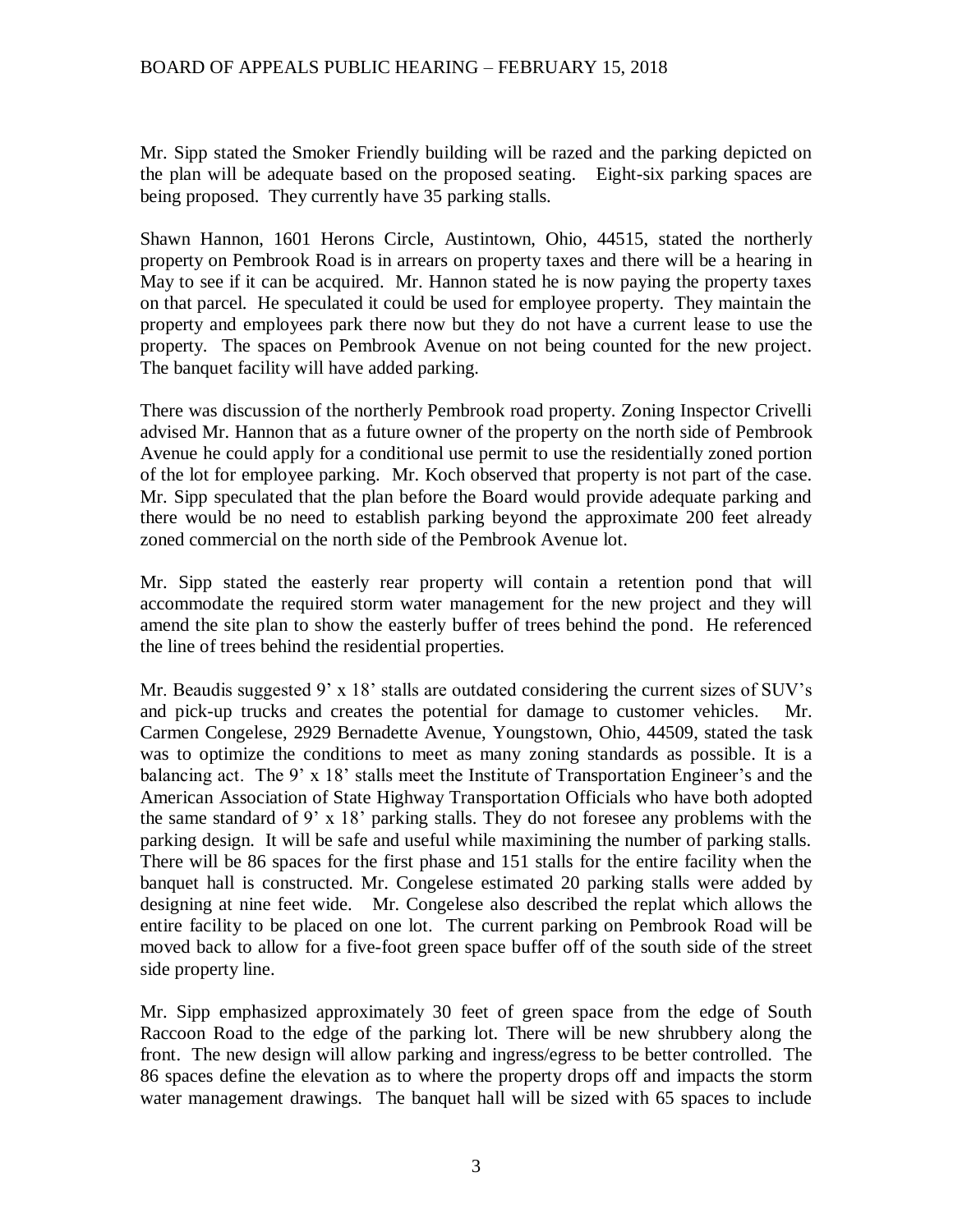Mr. Sipp stated the Smoker Friendly building will be razed and the parking depicted on the plan will be adequate based on the proposed seating. Eight-six parking spaces are being proposed. They currently have 35 parking stalls.

Shawn Hannon, 1601 Herons Circle, Austintown, Ohio, 44515, stated the northerly property on Pembrook Road is in arrears on property taxes and there will be a hearing in May to see if it can be acquired. Mr. Hannon stated he is now paying the property taxes on that parcel. He speculated it could be used for employee property. They maintain the property and employees park there now but they do not have a current lease to use the property. The spaces on Pembrook Avenue on not being counted for the new project. The banquet facility will have added parking.

There was discussion of the northerly Pembrook road property. Zoning Inspector Crivelli advised Mr. Hannon that as a future owner of the property on the north side of Pembrook Avenue he could apply for a conditional use permit to use the residentially zoned portion of the lot for employee parking. Mr. Koch observed that property is not part of the case. Mr. Sipp speculated that the plan before the Board would provide adequate parking and there would be no need to establish parking beyond the approximate 200 feet already zoned commercial on the north side of the Pembrook Avenue lot.

Mr. Sipp stated the easterly rear property will contain a retention pond that will accommendate the required storm water management for the new project and they will amend the site plan to show the easterly buffer of trees behind the pond. He referenced the line of trees behind the residential properties.

Mr. Beaudis suggested 9' x 18' stalls are outdated considering the current sizes of SUV's and pick-up trucks and creates the potential for damage to customer vehicles. Mr. Carmen Congelese, 2929 Bernadette Avenue, Youngstown, Ohio, 44509, stated the task was to optimize the conditions to meet as many zoning standards as possible. It is a balancing act. The 9' x 18' stalls meet the Institute of Transportation Engineer's and the American Association of State Highway Transportation Officials who have both adopted the same standard of 9' x 18' parking stalls. They do not foresee any problems with the parking design. It will be safe and useful while maximining the number of parking stalls. There will be 86 spaces for the first phase and 151 stalls for the entire facility when the banquet hall is constructed. Mr. Congelese estimated 20 parking stalls were added by designing at nine feet wide. Mr. Congelese also described the replat which allows the entire facility to be placed on one lot. The current parking on Pembrook Road will be moved back to allow for a five-foot green space buffer off of the south side of the street side property line.

Mr. Sipp emphasized approximately 30 feet of green space from the edge of South Raccoon Road to the edge of the parking lot. There will be new shrubbery along the front. The new design will allow parking and ingress/egress to be better controlled. The 86 spaces define the elevation as to where the property drops off and impacts the storm water management drawings. The banquet hall will be sized with 65 spaces to include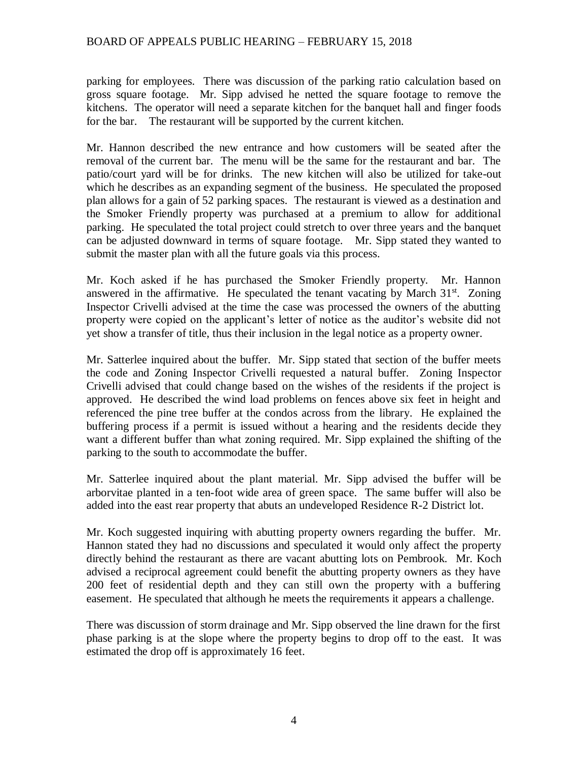parking for employees. There was discussion of the parking ratio calculation based on gross square footage. Mr. Sipp advised he netted the square footage to remove the kitchens. The operator will need a separate kitchen for the banquet hall and finger foods for the bar. The restaurant will be supported by the current kitchen.

Mr. Hannon described the new entrance and how customers will be seated after the removal of the current bar. The menu will be the same for the restaurant and bar. The patio/court yard will be for drinks. The new kitchen will also be utilized for take-out which he describes as an expanding segment of the business. He speculated the proposed plan allows for a gain of 52 parking spaces. The restaurant is viewed as a destination and the Smoker Friendly property was purchased at a premium to allow for additional parking. He speculated the total project could stretch to over three years and the banquet can be adjusted downward in terms of square footage. Mr. Sipp stated they wanted to submit the master plan with all the future goals via this process.

Mr. Koch asked if he has purchased the Smoker Friendly property. Mr. Hannon answered in the affirmative. He speculated the tenant vacating by March 31st. Zoning Inspector Crivelli advised at the time the case was processed the owners of the abutting property were copied on the applicant's letter of notice as the auditor's website did not yet show a transfer of title, thus their inclusion in the legal notice as a property owner.

Mr. Satterlee inquired about the buffer. Mr. Sipp stated that section of the buffer meets the code and Zoning Inspector Crivelli requested a natural buffer. Zoning Inspector Crivelli advised that could change based on the wishes of the residents if the project is approved. He described the wind load problems on fences above six feet in height and referenced the pine tree buffer at the condos across from the library. He explained the buffering process if a permit is issued without a hearing and the residents decide they want a different buffer than what zoning required. Mr. Sipp explained the shifting of the parking to the south to accommodate the buffer.

Mr. Satterlee inquired about the plant material. Mr. Sipp advised the buffer will be arborvitae planted in a ten-foot wide area of green space. The same buffer will also be added into the east rear property that abuts an undeveloped Residence R-2 District lot.

Mr. Koch suggested inquiring with abutting property owners regarding the buffer. Mr. Hannon stated they had no discussions and speculated it would only affect the property directly behind the restaurant as there are vacant abutting lots on Pembrook. Mr. Koch advised a reciprocal agreement could benefit the abutting property owners as they have 200 feet of residential depth and they can still own the property with a buffering easement. He speculated that although he meets the requirements it appears a challenge.

There was discussion of storm drainage and Mr. Sipp observed the line drawn for the first phase parking is at the slope where the property begins to drop off to the east. It was estimated the drop off is approximately 16 feet.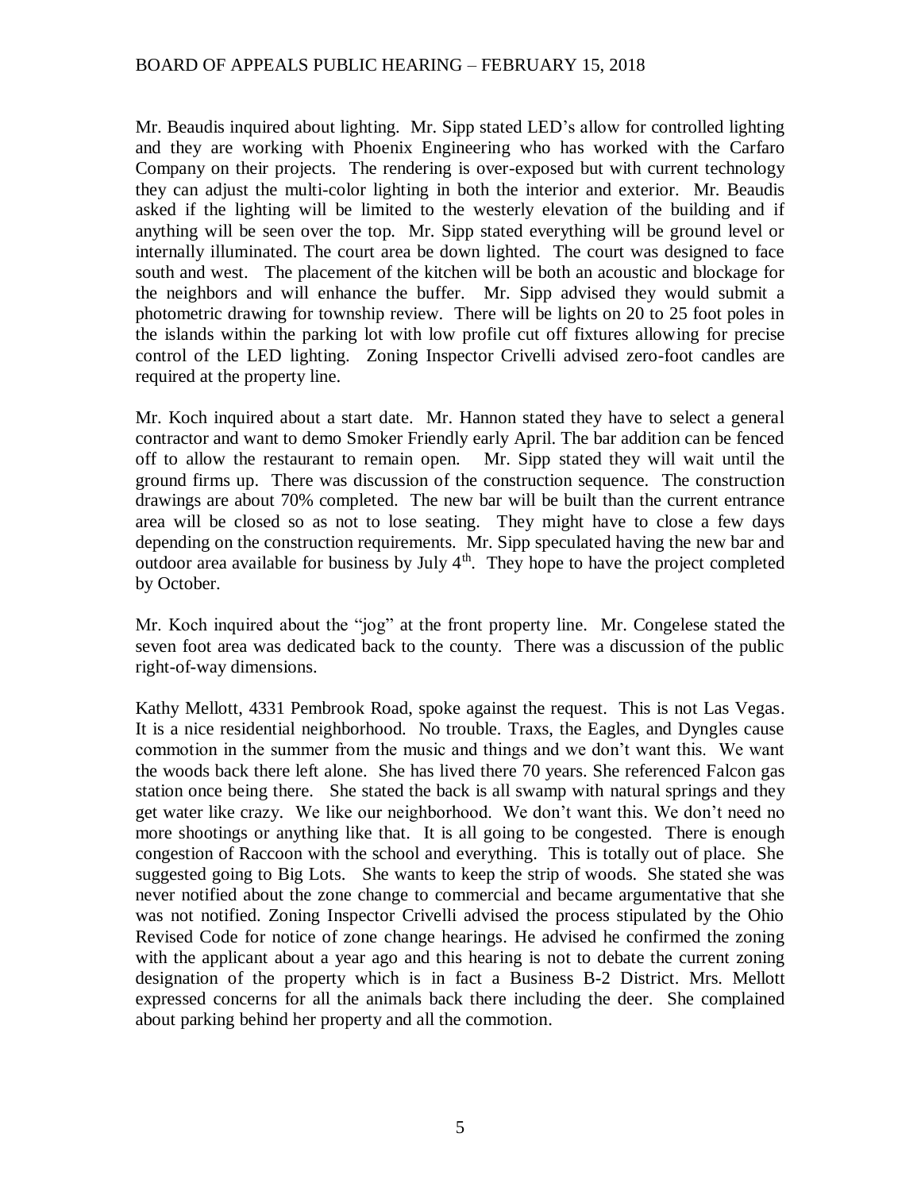Mr. Beaudis inquired about lighting. Mr. Sipp stated LED's allow for controlled lighting and they are working with Phoenix Engineering who has worked with the Carfaro Company on their projects. The rendering is over-exposed but with current technology they can adjust the multi-color lighting in both the interior and exterior. Mr. Beaudis asked if the lighting will be limited to the westerly elevation of the building and if anything will be seen over the top. Mr. Sipp stated everything will be ground level or internally illuminated. The court area be down lighted. The court was designed to face south and west. The placement of the kitchen will be both an acoustic and blockage for the neighbors and will enhance the buffer. Mr. Sipp advised they would submit a photometric drawing for township review. There will be lights on 20 to 25 foot poles in the islands within the parking lot with low profile cut off fixtures allowing for precise control of the LED lighting. Zoning Inspector Crivelli advised zero-foot candles are required at the property line.

Mr. Koch inquired about a start date. Mr. Hannon stated they have to select a general contractor and want to demo Smoker Friendly early April. The bar addition can be fenced off to allow the restaurant to remain open. Mr. Sipp stated they will wait until the ground firms up. There was discussion of the construction sequence. The construction drawings are about 70% completed. The new bar will be built than the current entrance area will be closed so as not to lose seating. They might have to close a few days depending on the construction requirements. Mr. Sipp speculated having the new bar and outdoor area available for business by July 4th. They hope to have the project completed by October.

Mr. Koch inquired about the "jog" at the front property line. Mr. Congelese stated the seven foot area was dedicated back to the county. There was a discussion of the public right-of-way dimensions.

Kathy Mellott, 4331 Pembrook Road, spoke against the request. This is not Las Vegas. It is a nice residential neighborhood. No trouble. Traxs, the Eagles, and Dyngles cause commotion in the summer from the music and things and we don't want this. We want the woods back there left alone. She has lived there 70 years. She referenced Falcon gas station once being there. She stated the back is all swamp with natural springs and they get water like crazy. We like our neighborhood. We don't want this. We don't need no more shootings or anything like that. It is all going to be congested. There is enough congestion of Raccoon with the school and everything. This is totally out of place. She suggested going to Big Lots. She wants to keep the strip of woods. She stated she was never notified about the zone change to commercial and became argumentative that she was not notified. Zoning Inspector Crivelli advised the process stipulated by the Ohio Revised Code for notice of zone change hearings. He advised he confirmed the zoning with the applicant about a year ago and this hearing is not to debate the current zoning designation of the property which is in fact a Business B-2 District. Mrs. Mellott expressed concerns for all the animals back there including the deer. She complained about parking behind her property and all the commotion.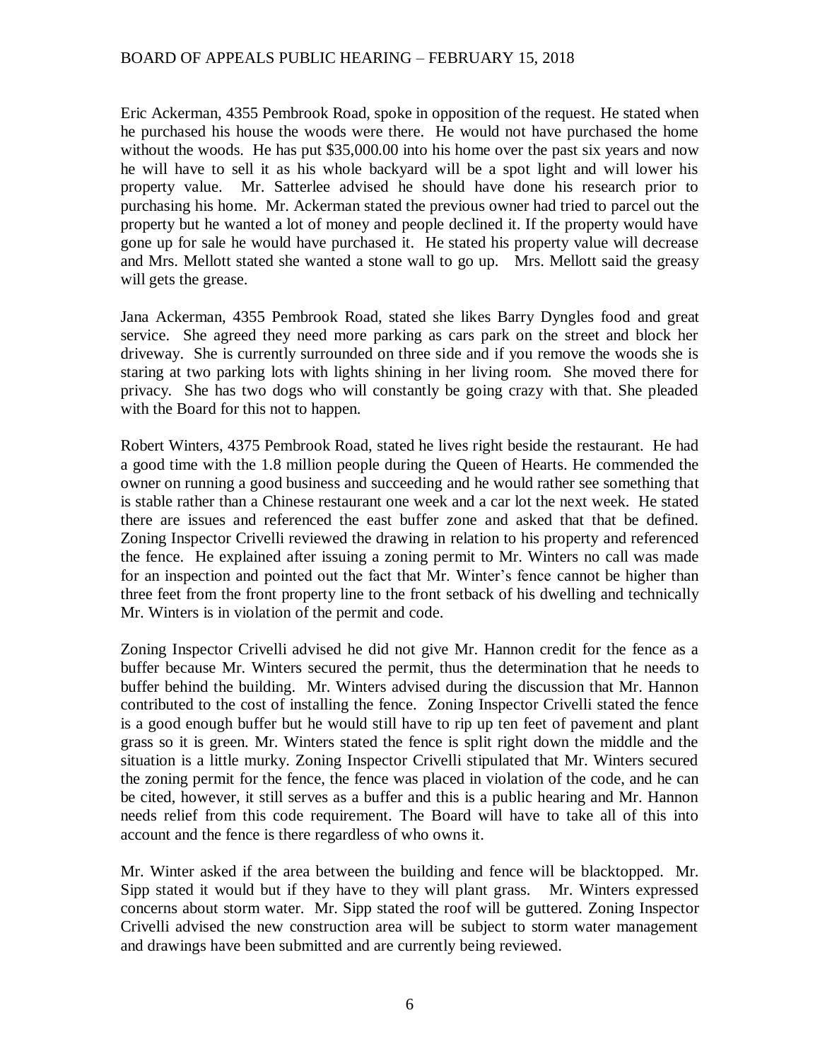Eric Ackerman, 4355 Pembrook Road, spoke in opposition of the request. He stated when he purchased his house the woods were there. He would not have purchased the home without the woods. He has put $35,000.00 into his home over the past six years and now he will have to sell it as his whole backyard will be a spot light and will lower his property value. Mr. Satterlee advised he should have done his research prior to purchasing his home. Mr. Ackerman stated the previous owner had tried to parcel out the property but he wanted a lot of money and people declined it. If the property would have gone up for sale he would have purchased it. He stated his property value will decrease and Mrs. Mellott stated she wanted a stone wall to go up. Mrs. Mellott said the greasy will gets the grease.

Jana Ackerman, 4355 Pembrook Road, stated she likes Barry Dyngles food and great service. She agreed they need more parking as cars park on the street and block her driveway. She is currently surrounded on three side and if you remove the woods she is staring at two parking lots with lights shining in her living room. She moved there for privacy. She has two dogs who will constantly be going crazy with that. She pleaded with the Board for this not to happen.

Robert Winters, 4375 Pembrook Road, stated he lives right beside the restaurant. He had a good time with the 1.8 million people during the Queen of Hearts. He commended the owner on running a good business and succeeding and he would rather see something that is stable rather than a Chinese restaurant one week and a car lot the next week. He stated there are issues and referenced the east buffer zone and asked that that be defined. Zoning Inspector Crivelli reviewed the drawing in relation to his property and referenced the fence. He explained after issuing a zoning permit to Mr. Winters no call was made for an inspection and pointed out the fact that Mr. Winter's fence cannot be higher than three feet from the front property line to the front setback of his dwelling and technically Mr. Winters is in violation of the permit and code.

Zoning Inspector Crivelli advised he did not give Mr. Hannon credit for the fence as a buffer because Mr. Winters secured the permit, thus the determination that he needs to buffer behind the building. Mr. Winters advised during the discussion that Mr. Hannon contributed to the cost of installing the fence. Zoning Inspector Crivelli stated the fence is a good enough buffer but he would still have to rip up ten feet of pavement and plant grass so it is green. Mr. Winters stated the fence is split right down the middle and the situation is a little murky. Zoning Inspector Crivelli stipulated that Mr. Winters secured the zoning permit for the fence, the fence was placed in violation of the code, and he can be cited, however, it still serves as a buffer and this is a public hearing and Mr. Hannon needs relief from this code requirement. The Board will have to take all of this into account and the fence is there regardless of who owns it.

Mr. Winter asked if the area between the building and fence will be blacktopped. Mr. Sipp stated it would but if they have to they will plant grass. Mr. Winters expressed concerns about storm water. Mr. Sipp stated the roof will be guttered. Zoning Inspector Crivelli advised the new construction area will be subject to storm water management and drawings have been submitted and are currently being reviewed.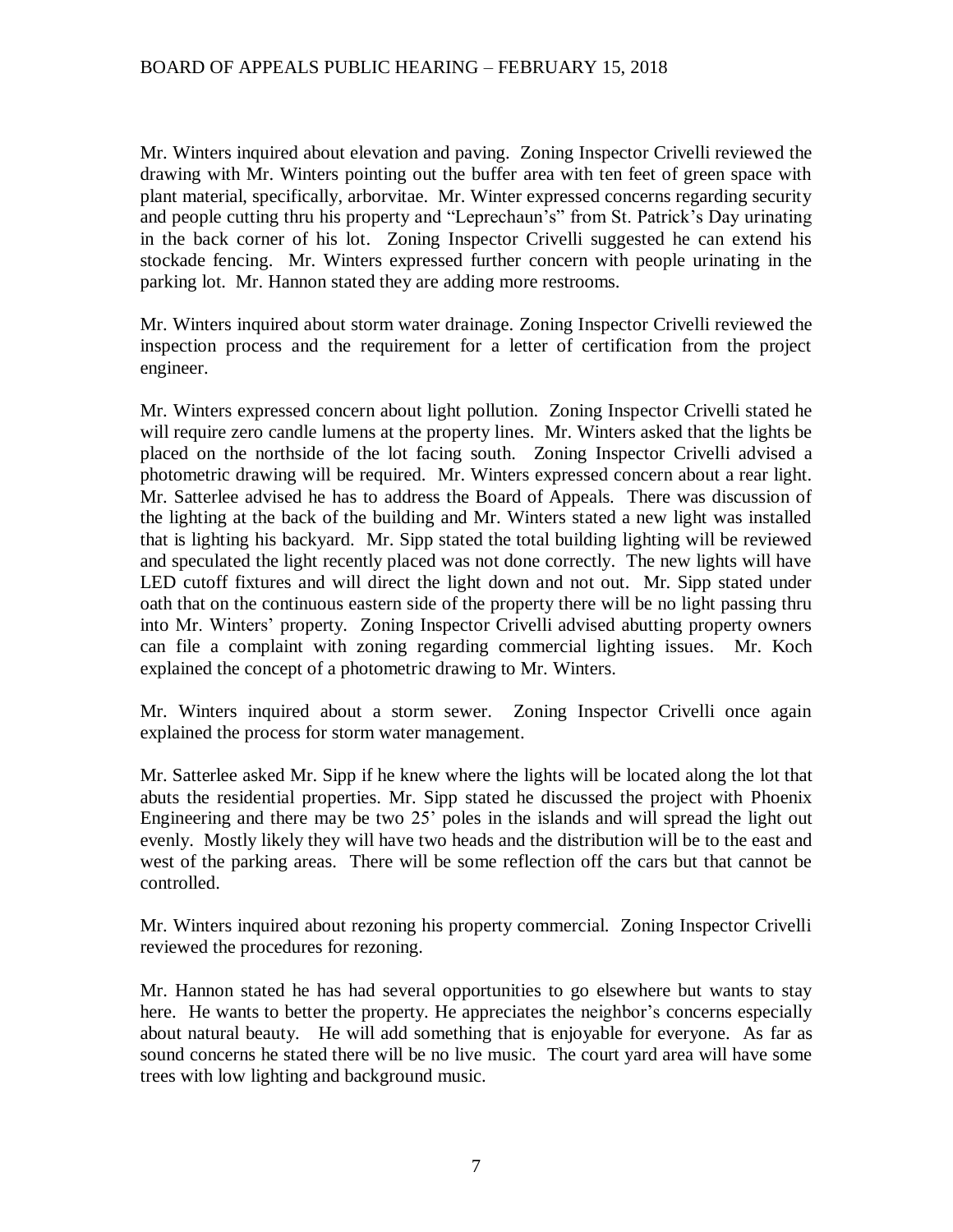Mr. Winters inquired about elevation and paving. Zoning Inspector Crivelli reviewed the drawing with Mr. Winters pointing out the buffer area with ten feet of green space with plant material, specifically, arborvitae. Mr. Winter expressed concerns regarding security and people cutting thru his property and "Leprechaun's" from St. Patrick's Day urinating in the back corner of his lot. Zoning Inspector Crivelli suggested he can extend his stockade fencing. Mr. Winters expressed further concern with people urinating in the parking lot. Mr. Hannon stated they are adding more restrooms.

Mr. Winters inquired about storm water drainage. Zoning Inspector Crivelli reviewed the inspection process and the requirement for a letter of certification from the project engineer.

Mr. Winters expressed concern about light pollution. Zoning Inspector Crivelli stated he will require zero candle lumens at the property lines. Mr. Winters asked that the lights be placed on the northside of the lot facing south. Zoning Inspector Crivelli advised a photometric drawing will be required. Mr. Winters expressed concern about a rear light. Mr. Satterlee advised he has to address the Board of Appeals. There was discussion of the lighting at the back of the building and Mr. Winters stated a new light was installed that is lighting his backyard. Mr. Sipp stated the total building lighting will be reviewed and speculated the light recently placed was not done correctly. The new lights will have LED cutoff fixtures and will direct the light down and not out. Mr. Sipp stated under oath that on the continuous eastern side of the property there will be no light passing thru into Mr. Winters' property. Zoning Inspector Crivelli advised abutting property owners can file a complaint with zoning regarding commercial lighting issues. Mr. Koch explained the concept of a photometric drawing to Mr. Winters.

Mr. Winters inquired about a storm sewer. Zoning Inspector Crivelli once again explained the process for storm water management.

Mr. Satterlee asked Mr. Sipp if he knew where the lights will be located along the lot that abuts the residential properties. Mr. Sipp stated he discussed the project with Phoenix Engineering and there may be two 25' poles in the islands and will spread the light out evenly. Mostly likely they will have two heads and the distribution will be to the east and west of the parking areas. There will be some reflection off the cars but that cannot be controlled.

Mr. Winters inquired about rezoning his property commercial. Zoning Inspector Crivelli reviewed the procedures for rezoning.

Mr. Hannon stated he has had several opportunities to go elsewhere but wants to stay here. He wants to better the property. He appreciates the neighbor's concerns especially about natural beauty. He will add something that is enjoyable for everyone. As far as sound concerns he stated there will be no live music. The court yard area will have some trees with low lighting and background music.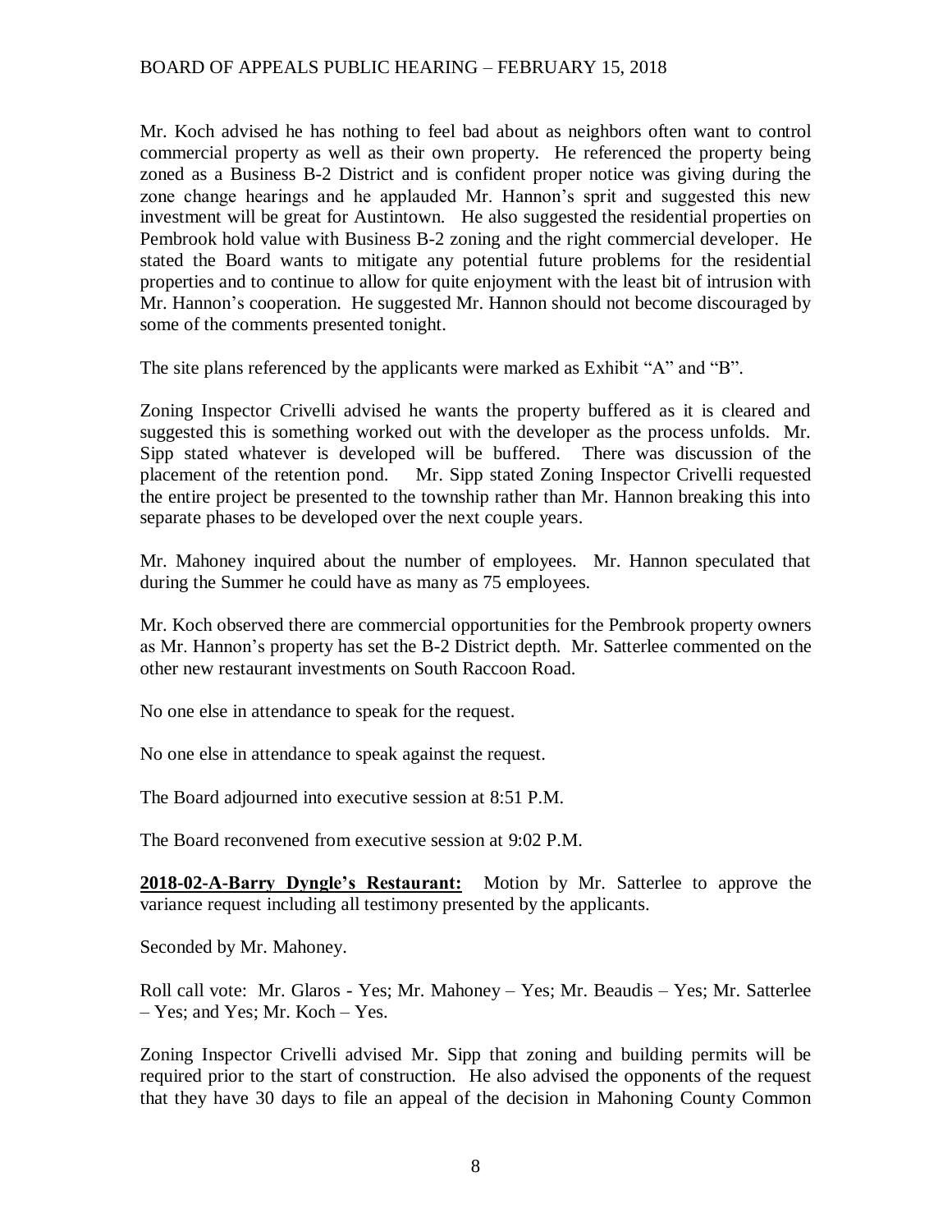Mr. Koch advised he has nothing to feel bad about as neighbors often want to control commercial property as well as their own property. He referenced the property being zoned as a Business B-2 District and is confident proper notice was giving during the zone change hearings and he applauded Mr. Hannon's sprit and suggested this new investment will be great for Austintown. He also suggested the residential properties on Pembrook hold value with Business B-2 zoning and the right commercial developer. He stated the Board wants to mitigate any potential future problems for the residential properties and to continue to allow for quite enjoyment with the least bit of intrusion with Mr. Hannon's cooperation. He suggested Mr. Hannon should not become discouraged by some of the comments presented tonight.

The site plans referenced by the applicants were marked as Exhibit "A" and "B".

Zoning Inspector Crivelli advised he wants the property buffered as it is cleared and suggested this is something worked out with the developer as the process unfolds. Mr. Sipp stated whatever is developed will be buffered. There was discussion of the placement of the retention pond. Mr. Sipp stated Zoning Inspector Crivelli requested the entire project be presented to the township rather than Mr. Hannon breaking this into separate phases to be developed over the next couple years.

Mr. Mahoney inquired about the number of employees. Mr. Hannon speculated that during the Summer he could have as many as 75 employees.

Mr. Koch observed there are commercial opportunities for the Pembrook property owners as Mr. Hannon's property has set the B-2 District depth. Mr. Satterlee commented on the other new restaurant investments on South Raccoon Road.

No one else in attendance to speak for the request.

No one else in attendance to speak against the request.

The Board adjourned into executive session at 8:51 P.M.

The Board reconvened from executive session at 9:02 P.M.

**2018-02-A-Barry Dyngle's Restaurant:** Motion by Mr. Satterlee to approve the variance request including all testimony presented by the applicants.

Seconded by Mr. Mahoney.

Roll call vote: Mr. Glaros - Yes; Mr. Mahoney – Yes; Mr. Beaudis – Yes; Mr. Satterlee – Yes; and Yes; Mr. Koch – Yes.

Zoning Inspector Crivelli advised Mr. Sipp that zoning and building permits will be required prior to the start of construction. He also advised the opponents of the request that they have 30 days to file an appeal of the decision in Mahoning County Common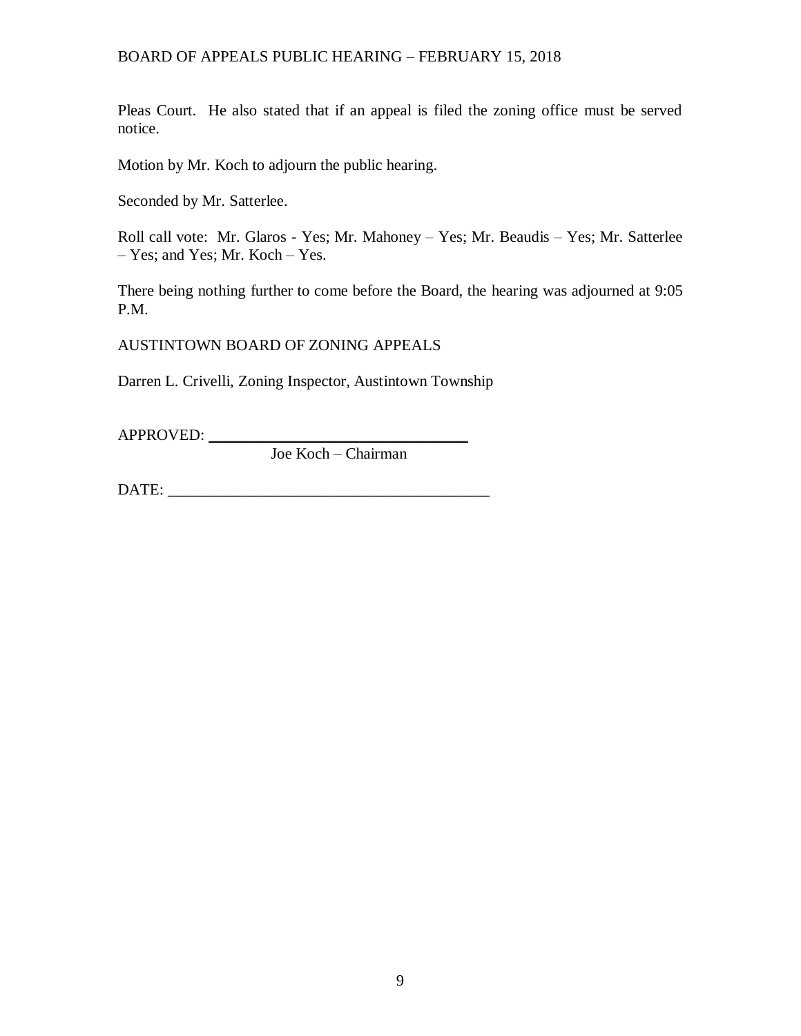Pleas Court. He also stated that if an appeal is filed the zoning office must be served notice.

Motion by Mr. Koch to adjourn the public hearing.

Seconded by Mr. Satterlee.

Roll call vote: Mr. Glaros - Yes; Mr. Mahoney – Yes; Mr. Beaudis – Yes; Mr. Satterlee – Yes; and Yes; Mr. Koch – Yes.

There being nothing further to come before the Board, the hearing was adjourned at 9:05 P.M.

AUSTINTOWN BOARD OF ZONING APPEALS

Darren L. Crivelli, Zoning Inspector, Austintown Township

APPROVED: ________________________________
Joe Koch – Chairman

DATE: ________________________________________